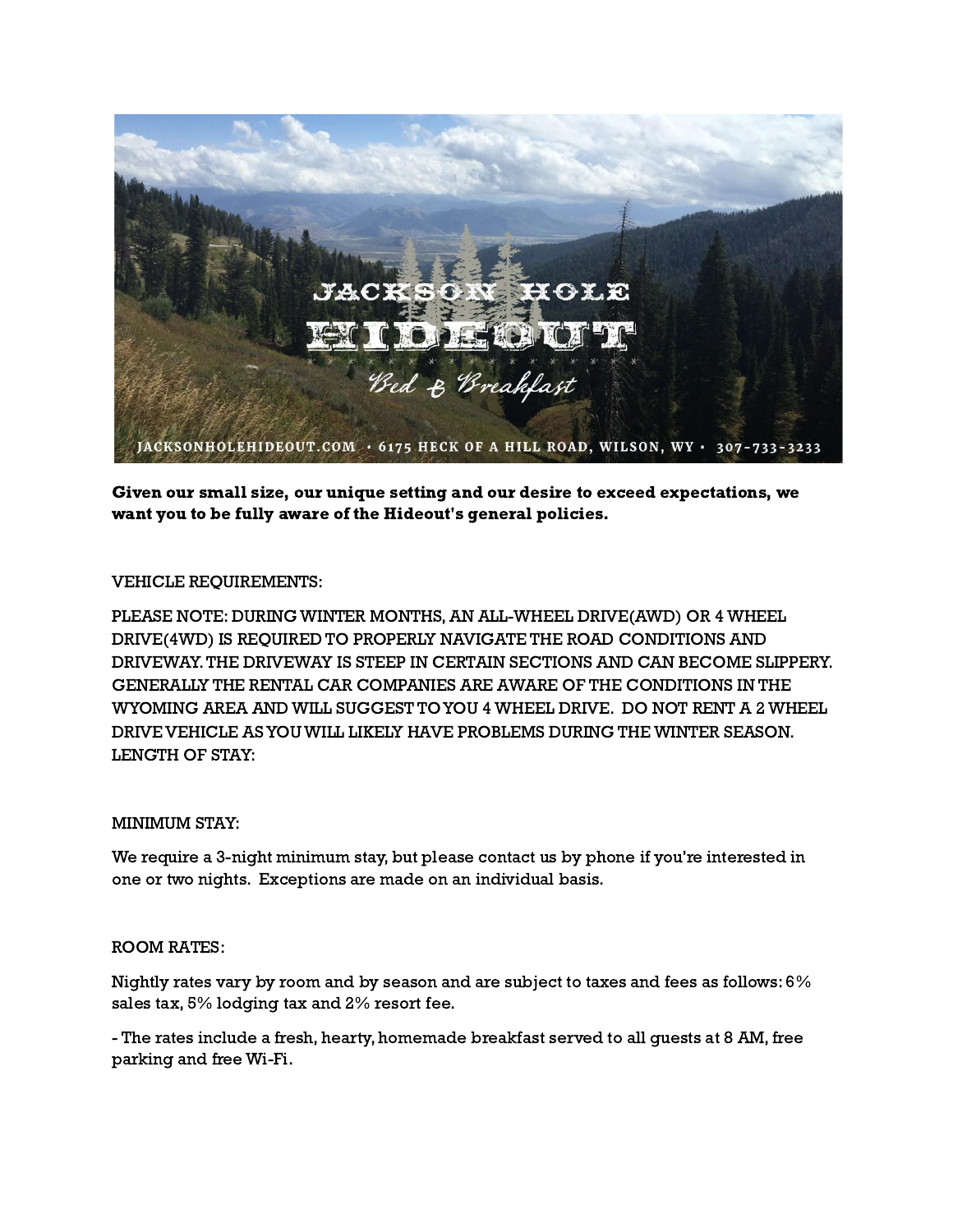JACKSON HOLE

HIDEOUT

Bed & Breakfast

JACKSONHOLEHIDEOUT.COM • 6175 HECK OF A HILL ROAD, WILSON, WY • 307-733-3233

**Given our small size, our unique setting and our desire to exceed expectations, we want you to be fully aware of the Hideout's general policies.**

VEHICLE REQUIREMENTS:

PLEASE NOTE: DURING WINTER MONTHS, AN ALL-WHEEL DRIVE(AWD) OR 4 WHEEL DRIVE(4WD) IS REQUIRED TO PROPERLY NAVIGATE THE ROAD CONDITIONS AND DRIVEWAY. THE DRIVEWAY IS STEEP IN CERTAIN SECTIONS AND CAN BECOME SLIPPERY. GENERALLY THE RENTAL CAR COMPANIES ARE AWARE OF THE CONDITIONS IN THE WYOMING AREA AND WILL SUGGEST TO YOU 4 WHEEL DRIVE. DO NOT RENT A 2 WHEEL DRIVE VEHICLE AS YOU WILL LIKELY HAVE PROBLEMS DURING THE WINTER SEASON. LENGTH OF STAY:

MINIMUM STAY:

We require a 3-night minimum stay, but please contact us by phone if you're interested in one or two nights. Exceptions are made on an individual basis.

ROOM RATES:

Nightly rates vary by room and by season and are subject to taxes and fees as follows: 6% sales tax, 5% lodging tax and 2% resort fee.

- The rates include a fresh, hearty, homemade breakfast served to all guests at 8 AM, free parking and free Wi-Fi.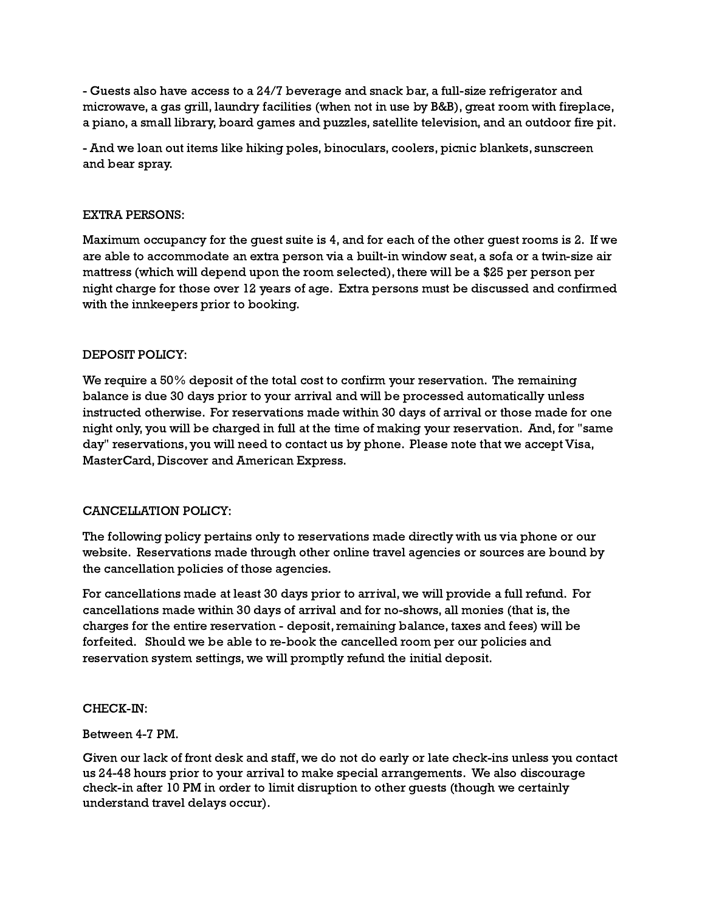- Guests also have access to a 24/7 beverage and snack bar, a full-size refrigerator and microwave, a gas grill, laundry facilities (when not in use by B&B), great room with fireplace, a piano, a small library, board games and puzzles, satellite television, and an outdoor fire pit.

- And we loan out items like hiking poles, binoculars, coolers, picnic blankets, sunscreen and bear spray.

EXTRA PERSONS:

Maximum occupancy for the guest suite is 4, and for each of the other guest rooms is 2. If we are able to accommodate an extra person via a built-in window seat, a sofa or a twin-size air mattress (which will depend upon the room selected), there will be a $25 per person per night charge for those over 12 years of age. Extra persons must be discussed and confirmed with the innkeepers prior to booking.

DEPOSIT POLICY:

We require a 50% deposit of the total cost to confirm your reservation. The remaining balance is due 30 days prior to your arrival and will be processed automatically unless instructed otherwise. For reservations made within 30 days of arrival or those made for one night only, you will be charged in full at the time of making your reservation. And, for "same day" reservations, you will need to contact us by phone. Please note that we accept Visa, MasterCard, Discover and American Express.

CANCELLATION POLICY:

The following policy pertains only to reservations made directly with us via phone or our website. Reservations made through other online travel agencies or sources are bound by the cancellation policies of those agencies.

For cancellations made at least 30 days prior to arrival, we will provide a full refund. For cancellations made within 30 days of arrival and for no-shows, all monies (that is, the charges for the entire reservation - deposit, remaining balance, taxes and fees) will be forfeited. Should we be able to re-book the cancelled room per our policies and reservation system settings, we will promptly refund the initial deposit.

CHECK-IN:

Between 4-7 PM.

Given our lack of front desk and staff, we do not do early or late check-ins unless you contact us 24-48 hours prior to your arrival to make special arrangements. We also discourage check-in after 10 PM in order to limit disruption to other guests (though we certainly understand travel delays occur).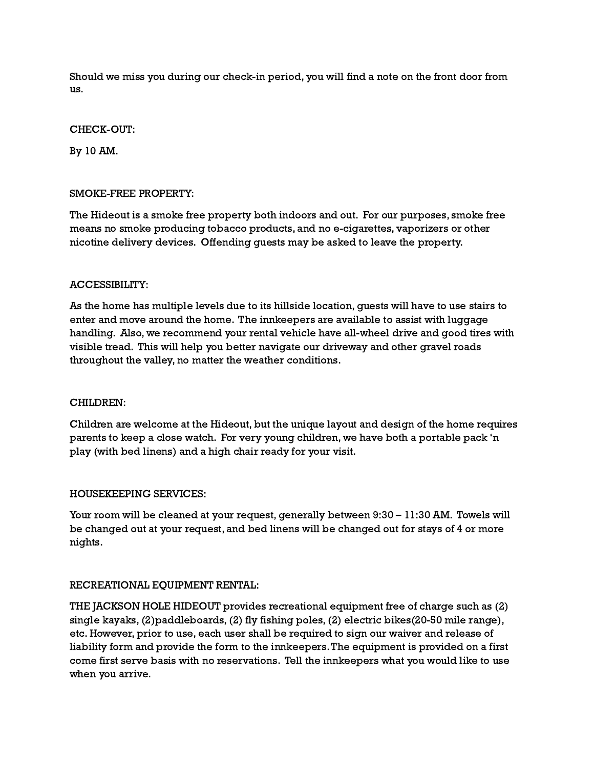Should we miss you during our check-in period, you will find a note on the front door from us.

## CHECK-OUT:

By 10 AM.

## SMOKE-FREE PROPERTY:

The Hideout is a smoke free property both indoors and out. For our purposes, smoke free means no smoke producing tobacco products, and no e-cigarettes, vaporizers or other nicotine delivery devices. Offending guests may be asked to leave the property.

## ACCESSIBILITY:

As the home has multiple levels due to its hillside location, guests will have to use stairs to enter and move around the home. The innkeepers are available to assist with luggage handling. Also, we recommend your rental vehicle have all-wheel drive and good tires with visible tread. This will help you better navigate our driveway and other gravel roads throughout the valley, no matter the weather conditions.

## CHILDREN:

Children are welcome at the Hideout, but the unique layout and design of the home requires parents to keep a close watch. For very young children, we have both a portable pack 'n play (with bed linens) and a high chair ready for your visit.

## HOUSEKEEPING SERVICES:

Your room will be cleaned at your request, generally between 9:30 – 11:30 AM. Towels will be changed out at your request, and bed linens will be changed out for stays of 4 or more nights.

## RECREATIONAL EQUIPMENT RENTAL:

THE JACKSON HOLE HIDEOUT provides recreational equipment free of charge such as (2) single kayaks, (2)paddleboards, (2) fly fishing poles, (2) electric bikes(20-50 mile range), etc. However, prior to use, each user shall be required to sign our waiver and release of liability form and provide the form to the innkeepers.The equipment is provided on a first come first serve basis with no reservations. Tell the innkeepers what you would like to use when you arrive.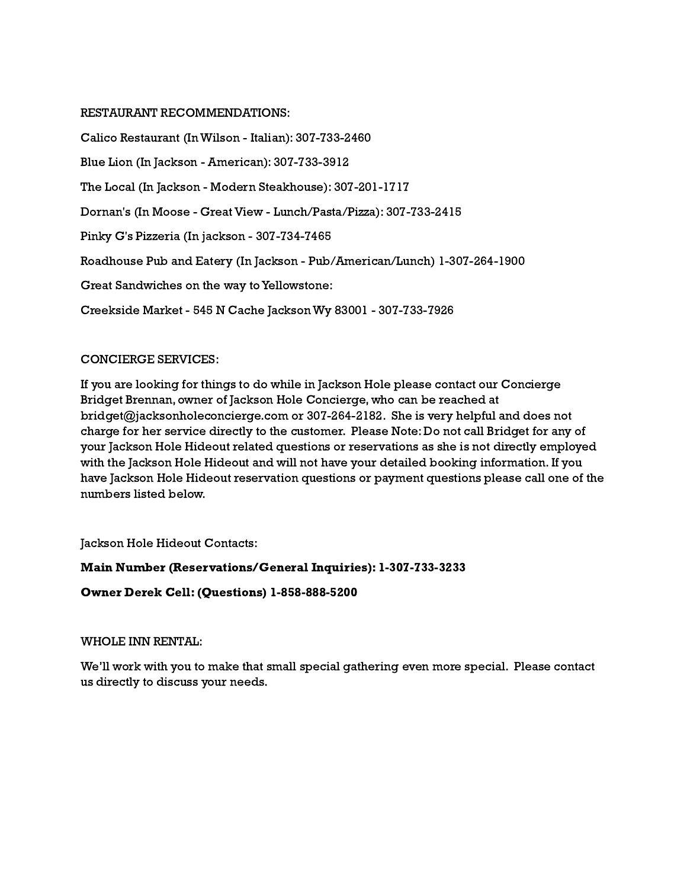RESTAURANT RECOMMENDATIONS:

Calico Restaurant (In Wilson - Italian): 307-733-2460

Blue Lion (In Jackson - American): 307-733-3912

The Local (In Jackson - Modern Steakhouse): 307-201-1717

Dornan's (In Moose - Great View - Lunch/Pasta/Pizza): 307-733-2415

Pinky G's Pizzeria (In jackson - 307-734-7465

Roadhouse Pub and Eatery (In Jackson - Pub/American/Lunch) 1-307-264-1900

Great Sandwiches on the way to Yellowstone:

Creekside Market - 545 N Cache Jackson Wy 83001 - 307-733-7926

CONCIERGE SERVICES:

If you are looking for things to do while in Jackson Hole please contact our Concierge Bridget Brennan, owner of Jackson Hole Concierge, who can be reached at bridget@jacksonholeconcierge.com or 307-264-2182. She is very helpful and does not charge for her service directly to the customer. Please Note: Do not call Bridget for any of your Jackson Hole Hideout related questions or reservations as she is not directly employed with the Jackson Hole Hideout and will not have your detailed booking information. If you have Jackson Hole Hideout reservation questions or payment questions please call one of the numbers listed below.

Jackson Hole Hideout Contacts:

**Main Number (Reservations/General Inquiries): 1-307-733-3233**

**Owner Derek Cell: (Questions) 1-858-888-5200**

WHOLE INN RENTAL:

We'll work with you to make that small special gathering even more special. Please contact us directly to discuss your needs.